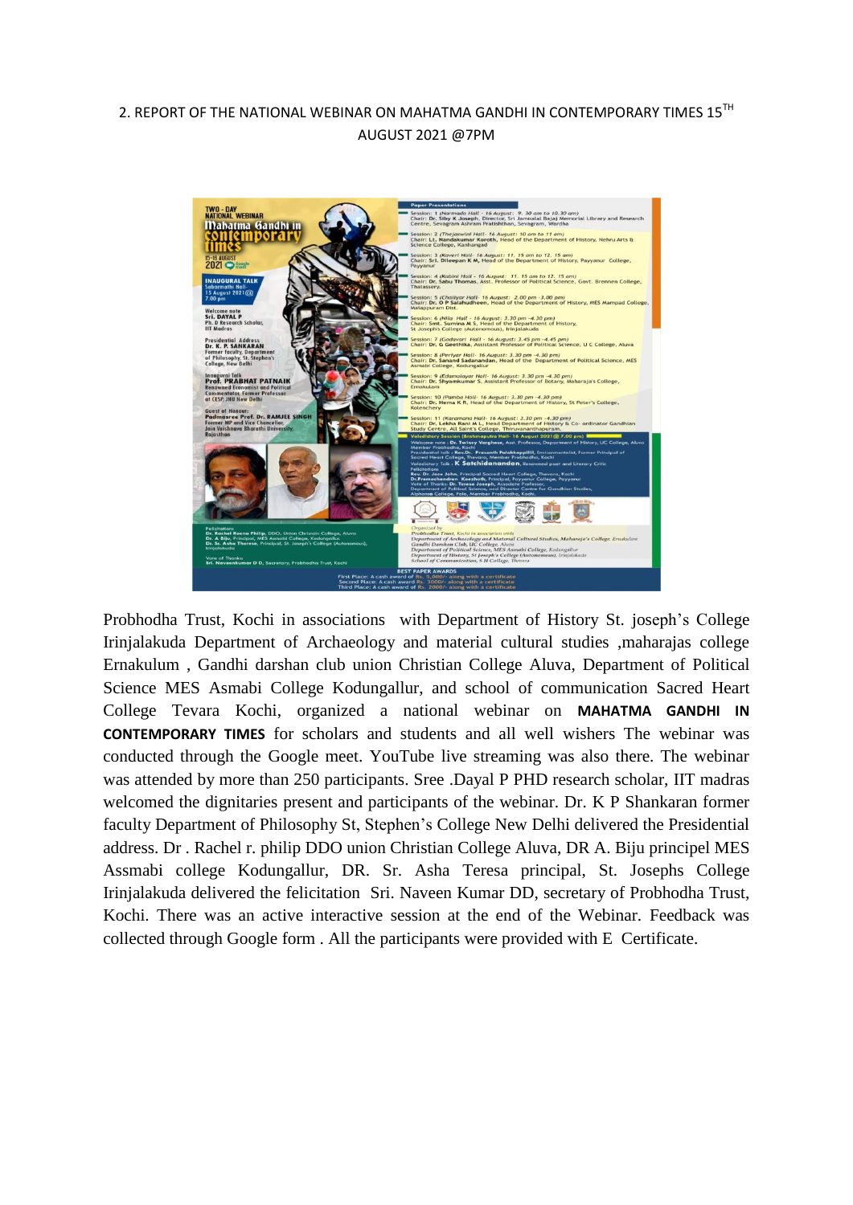2. REPORT OF THE NATIONAL WEBINAR ON MAHATMA GANDHI IN CONTEMPORARY TIMES 15[TH] AUGUST 2021 @7PM

Probhodha Trust, Kochi in associations with Department of History St. joseph's College Irinjalakuda Department of Archaeology and material cultural studies ,maharajas college Ernakulum , Gandhi darshan club union Christian College Aluva, Department of Political Science MES Asmabi College Kodungallur, and school of communication Sacred Heart College Tevara Kochi, organized a national webinar on **MAHATMA GANDHI IN CONTEMPORARY TIMES** for scholars and students and all well wishers The webinar was conducted through the Google meet. YouTube live streaming was also there. The webinar was attended by more than 250 participants. Sree .Dayal P PHD research scholar, IIT madras welcomed the dignitaries present and participants of the webinar. Dr. K P Shankaran former faculty Department of Philosophy St, Stephen's College New Delhi delivered the Presidential address. Dr . Rachel r. philip DDO union Christian College Aluva, DR A. Biju principel MES Assmabi college Kodungallur, DR. Sr. Asha Teresa principal, St. Josephs College Irinjalakuda delivered the felicitation Sri. Naveen Kumar DD, secretary of Probhodha Trust, Kochi. There was an active interactive session at the end of the Webinar. Feedback was collected through Google form . All the participants were provided with E Certificate.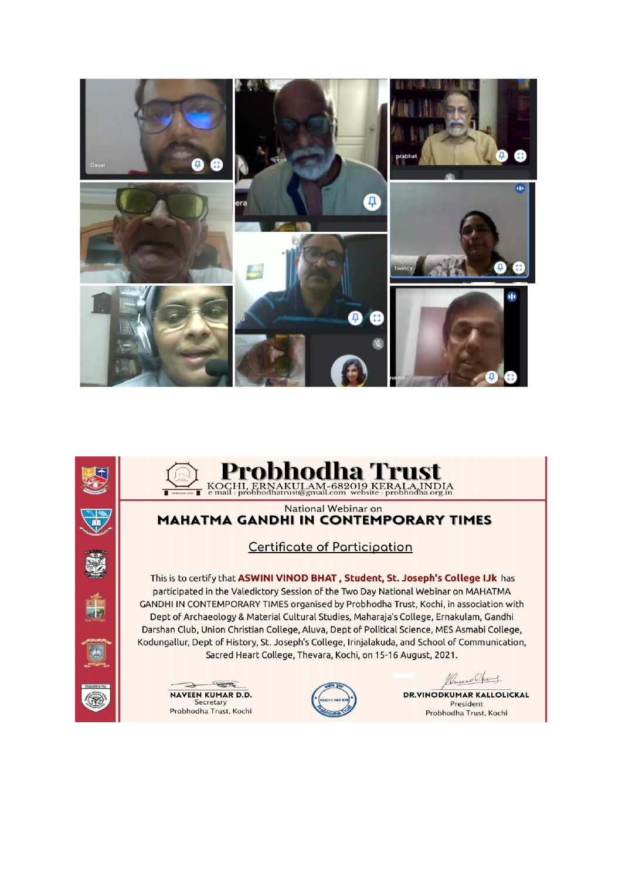# Probhodha Trust

KOCHI, ERNAKULAM-682019 KERALA,INDIA
e mail : probhodhatrust@gmail.com website : probhodha.org.in

National Webinar on

## MAHATMA GANDHI IN CONTEMPORARY TIMES

### Certificate of Participation

This is to certify that **ASWINI VINOD BHAT , Student, St. Joseph's College IJk** has participated in the Valedictory Session of the Two Day National Webinar on MAHATMA GANDHI IN CONTEMPORARY TIMES organised by Probhodha Trust, Kochi, in association with Dept of Archaeology & Material Cultural Studies, Maharaja's College, Ernakulam, Gandhi Darshan Club, Union Christian College, Aluva, Dept of Political Science, MES Asmabi College, Kodungallur, Dept of History, St. Joseph's College, Irinjalakuda, and School of Communication, Sacred Heart College, Thevara, Kochi, on 15-16 August, 2021.

**NAVEEN KUMAR D.D.**
Secretary
Probhodha Trust, Kochi

**DR.VINODKUMAR KALLOLICKAL**
President
Probhodha Trust, Kochi